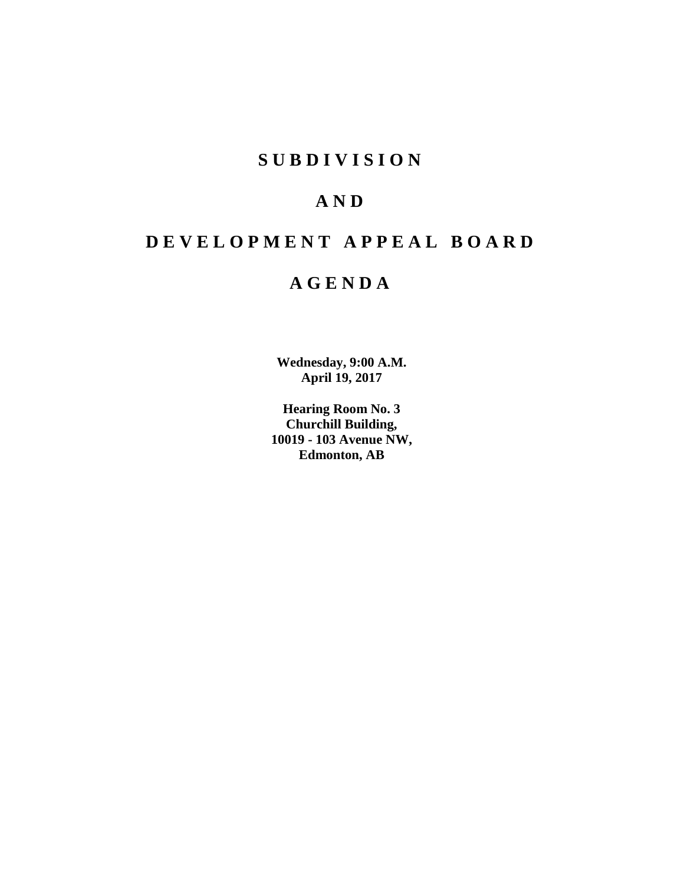# SUBDIVISION

# AND

# DEVELOPMENT APPEAL BOARD

# AGENDA

**Wednesday, 9:00 A.M.**
**April 19, 2017**

**Hearing Room No. 3**
**Churchill Building,**
**10019 - 103 Avenue NW,**
**Edmonton, AB**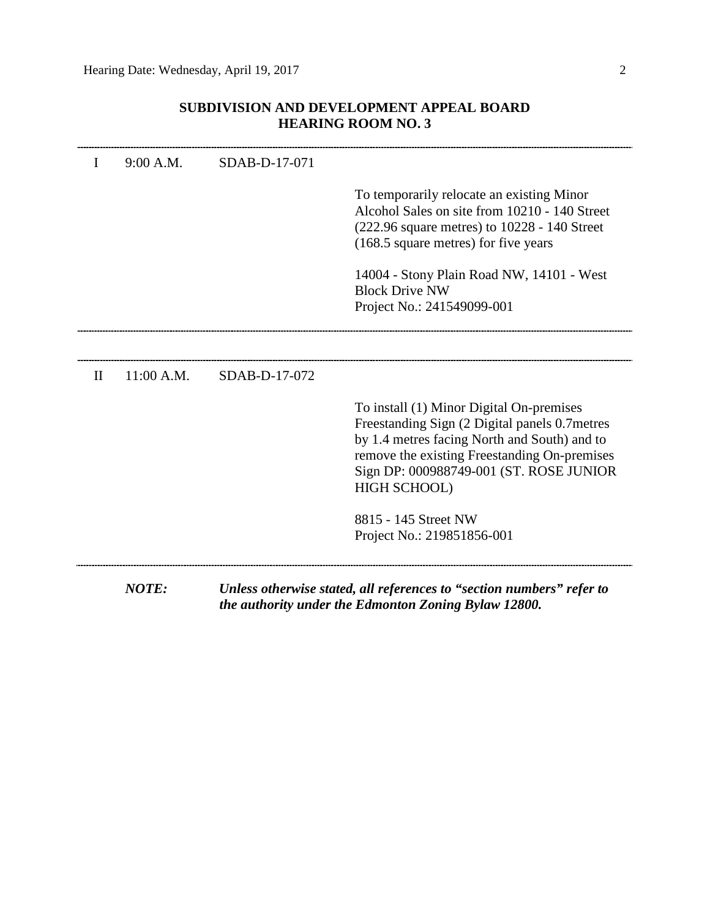## SUBDIVISION AND DEVELOPMENT APPEAL BOARD
## HEARING ROOM NO. 3

---

| | | | |
|---|---|---|---|
| I | 9:00 A.M. | SDAB-D-17-071 | |
| | | | To temporarily relocate an existing Minor Alcohol Sales on site from 10210 - 140 Street (222.96 square metres) to 10228 - 140 Street (168.5 square metres) for five years |
| | | | 14004 - Stony Plain Road NW, 14101 - West Block Drive NW<br>Project No.: 241549099-001 |

---

| | | | |
|---|---|---|---|
| II | 11:00 A.M. | SDAB-D-17-072 | |
| | | | To install (1) Minor Digital On-premises Freestanding Sign (2 Digital panels 0.7metres by 1.4 metres facing North and South) and to remove the existing Freestanding On-premises Sign DP: 000988749-001 (ST. ROSE JUNIOR HIGH SCHOOL) |
| | | | 8815 - 145 Street NW<br>Project No.: 219851856-001 |

---

***NOTE:*** ***Unless otherwise stated, all references to "section numbers" refer to the authority under the Edmonton Zoning Bylaw 12800.***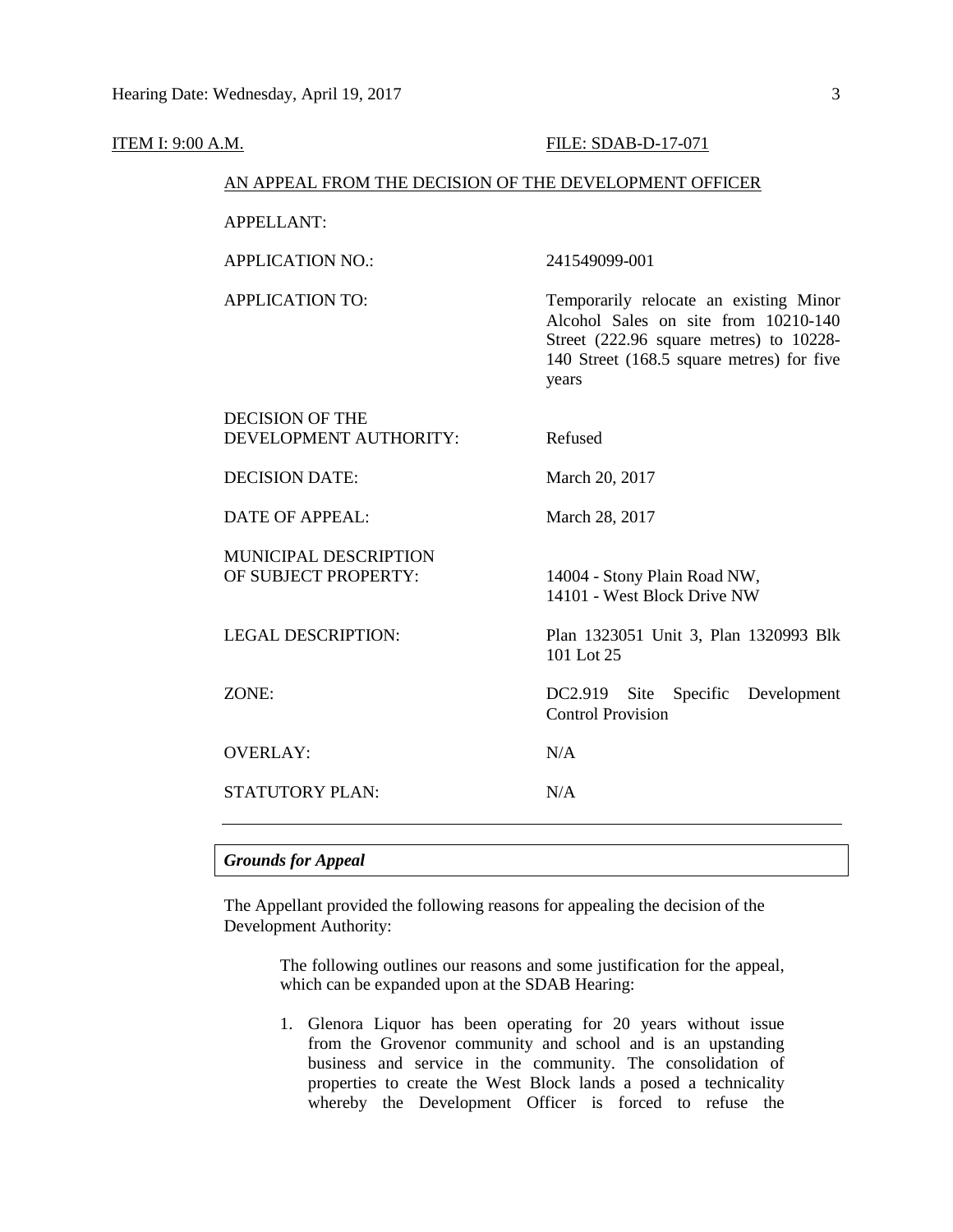ITEM I: 9:00 A.M. FILE: SDAB-D-17-071

AN APPEAL FROM THE DECISION OF THE DEVELOPMENT OFFICER

| | |
|---|---|
| APPELLANT: | |
| APPLICATION NO.: | 241549099-001 |
| APPLICATION TO: | Temporarily relocate an existing Minor Alcohol Sales on site from 10210-140 Street (222.96 square metres) to 10228-140 Street (168.5 square metres) for five years |
| DECISION OF THE DEVELOPMENT AUTHORITY: | Refused |
| DECISION DATE: | March 20, 2017 |
| DATE OF APPEAL: | March 28, 2017 |
| MUNICIPAL DESCRIPTION OF SUBJECT PROPERTY: | 14004 - Stony Plain Road NW, 14101 - West Block Drive NW |
| LEGAL DESCRIPTION: | Plan 1323051 Unit 3, Plan 1320993 Blk 101 Lot 25 |
| ZONE: | DC2.919 Site Specific Development Control Provision |
| OVERLAY: | N/A |
| STATUTORY PLAN: | N/A |

---

***Grounds for Appeal***

The Appellant provided the following reasons for appealing the decision of the Development Authority:

> The following outlines our reasons and some justification for the appeal, which can be expanded upon at the SDAB Hearing:
>
> 1. Glenora Liquor has been operating for 20 years without issue from the Grovenor community and school and is an upstanding business and service in the community. The consolidation of properties to create the West Block lands a posed a technicality whereby the Development Officer is forced to refuse the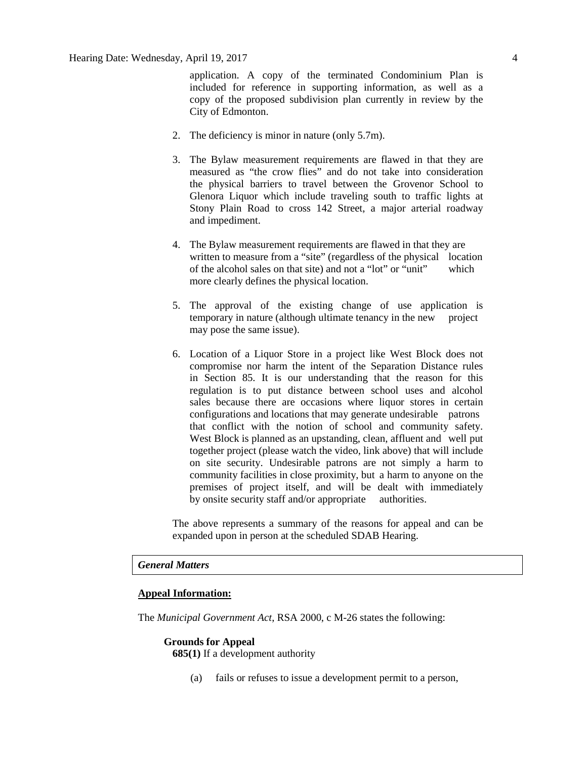application. A copy of the terminated Condominium Plan is included for reference in supporting information, as well as a copy of the proposed subdivision plan currently in review by the City of Edmonton.

2. The deficiency is minor in nature (only 5.7m).

3. The Bylaw measurement requirements are flawed in that they are measured as "the crow flies" and do not take into consideration the physical barriers to travel between the Grovenor School to Glenora Liquor which include traveling south to traffic lights at Stony Plain Road to cross 142 Street, a major arterial roadway and impediment.

4. The Bylaw measurement requirements are flawed in that they are written to measure from a "site" (regardless of the physical location of the alcohol sales on that site) and not a "lot" or "unit" which more clearly defines the physical location.

5. The approval of the existing change of use application is temporary in nature (although ultimate tenancy in the new project may pose the same issue).

6. Location of a Liquor Store in a project like West Block does not compromise nor harm the intent of the Separation Distance rules in Section 85. It is our understanding that the reason for this regulation is to put distance between school uses and alcohol sales because there are occasions where liquor stores in certain configurations and locations that may generate undesirable patrons that conflict with the notion of school and community safety. West Block is planned as an upstanding, clean, affluent and well put together project (please watch the video, link above) that will include on site security. Undesirable patrons are not simply a harm to community facilities in close proximity, but a harm to anyone on the premises of project itself, and will be dealt with immediately by onsite security staff and/or appropriate authorities.

The above represents a summary of the reasons for appeal and can be expanded upon in person at the scheduled SDAB Hearing.

## *General Matters*

**Appeal Information:**

The *Municipal Government Act*, RSA 2000, c M-26 states the following:

**Grounds for Appeal**

**685(1)** If a development authority

(a) fails or refuses to issue a development permit to a person,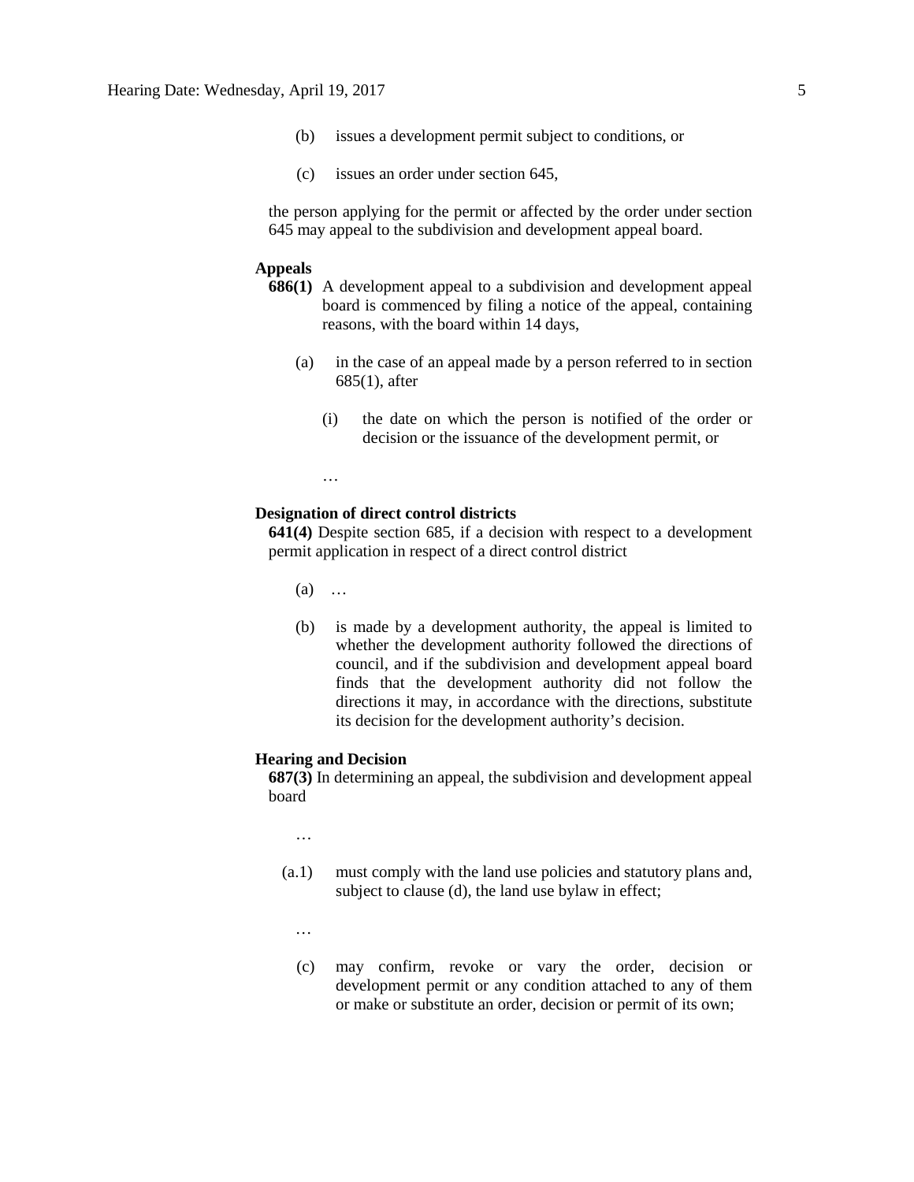(b) issues a development permit subject to conditions, or

(c) issues an order under section 645,

the person applying for the permit or affected by the order under section 645 may appeal to the subdivision and development appeal board.

**Appeals**

**686(1)** A development appeal to a subdivision and development appeal board is commenced by filing a notice of the appeal, containing reasons, with the board within 14 days,

(a) in the case of an appeal made by a person referred to in section 685(1), after

(i) the date on which the person is notified of the order or decision or the issuance of the development permit, or

…

**Designation of direct control districts**

**641(4)** Despite section 685, if a decision with respect to a development permit application in respect of a direct control district

(a) …

(b) is made by a development authority, the appeal is limited to whether the development authority followed the directions of council, and if the subdivision and development appeal board finds that the development authority did not follow the directions it may, in accordance with the directions, substitute its decision for the development authority's decision.

**Hearing and Decision**

**687(3)** In determining an appeal, the subdivision and development appeal board

…

(a.1) must comply with the land use policies and statutory plans and, subject to clause (d), the land use bylaw in effect;

…

(c) may confirm, revoke or vary the order, decision or development permit or any condition attached to any of them or make or substitute an order, decision or permit of its own;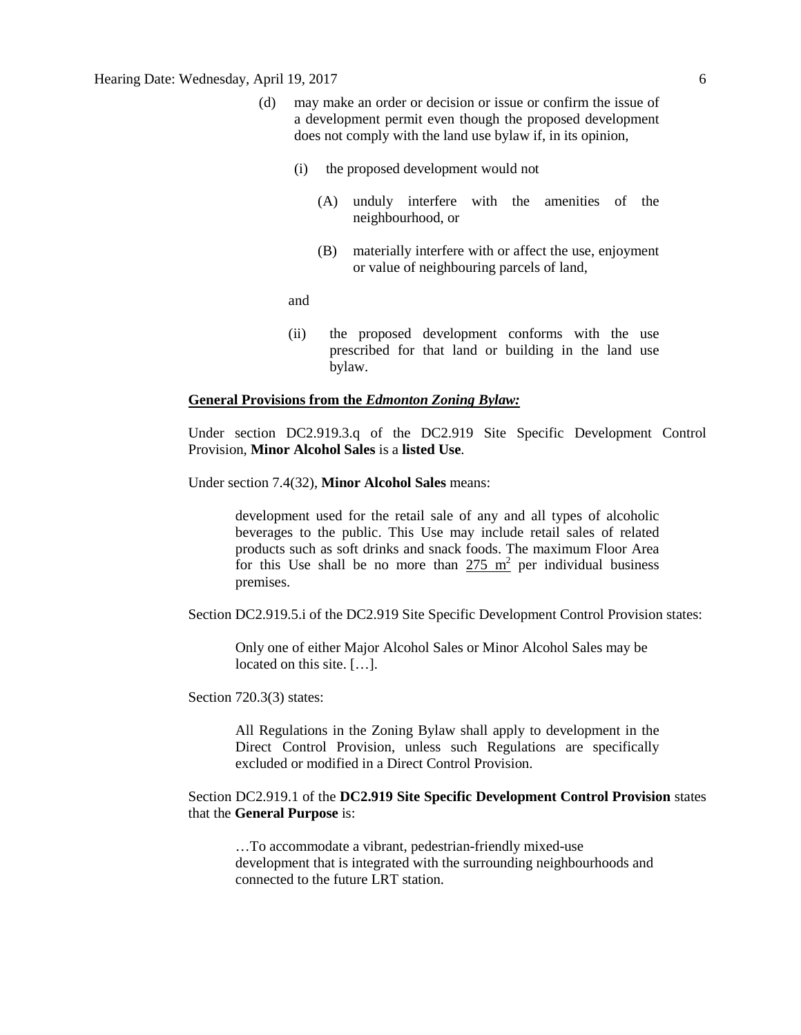(d) may make an order or decision or issue or confirm the issue of a development permit even though the proposed development does not comply with the land use bylaw if, in its opinion,

(i) the proposed development would not

(A) unduly interfere with the amenities of the neighbourhood, or

(B) materially interfere with or affect the use, enjoyment or value of neighbouring parcels of land,

and

(ii) the proposed development conforms with the use prescribed for that land or building in the land use bylaw.

**General Provisions from the *Edmonton Zoning Bylaw:***

Under section DC2.919.3.q of the DC2.919 Site Specific Development Control Provision, **Minor Alcohol Sales** is a **listed Use**.

Under section 7.4(32), **Minor Alcohol Sales** means:

> development used for the retail sale of any and all types of alcoholic beverages to the public. This Use may include retail sales of related products such as soft drinks and snack foods. The maximum Floor Area for this Use shall be no more than $275\ m^2$ per individual business premises.

Section DC2.919.5.i of the DC2.919 Site Specific Development Control Provision states:

> Only one of either Major Alcohol Sales or Minor Alcohol Sales may be located on this site. […].

Section 720.3(3) states:

> All Regulations in the Zoning Bylaw shall apply to development in the Direct Control Provision, unless such Regulations are specifically excluded or modified in a Direct Control Provision.

Section DC2.919.1 of the **DC2.919 Site Specific Development Control Provision** states that the **General Purpose** is:

> …To accommodate a vibrant, pedestrian-friendly mixed-use development that is integrated with the surrounding neighbourhoods and connected to the future LRT station.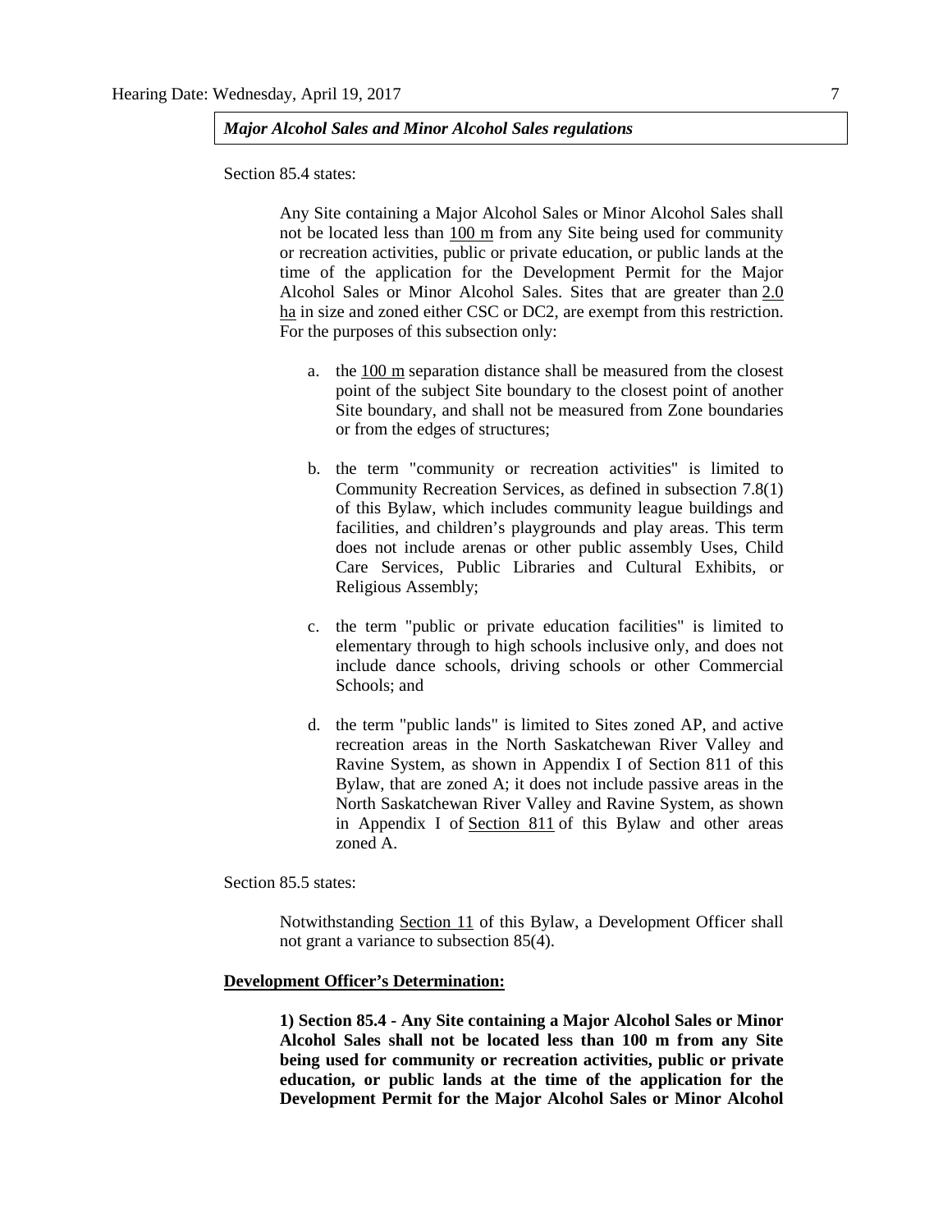*Major Alcohol Sales and Minor Alcohol Sales regulations*

Section 85.4 states:

> Any Site containing a Major Alcohol Sales or Minor Alcohol Sales shall not be located less than 100 m from any Site being used for community or recreation activities, public or private education, or public lands at the time of the application for the Development Permit for the Major Alcohol Sales or Minor Alcohol Sales. Sites that are greater than 2.0 ha in size and zoned either CSC or DC2, are exempt from this restriction. For the purposes of this subsection only:
>
> a. the 100 m separation distance shall be measured from the closest point of the subject Site boundary to the closest point of another Site boundary, and shall not be measured from Zone boundaries or from the edges of structures;
>
> b. the term "community or recreation activities" is limited to Community Recreation Services, as defined in subsection 7.8(1) of this Bylaw, which includes community league buildings and facilities, and children's playgrounds and play areas. This term does not include arenas or other public assembly Uses, Child Care Services, Public Libraries and Cultural Exhibits, or Religious Assembly;
>
> c. the term "public or private education facilities" is limited to elementary through to high schools inclusive only, and does not include dance schools, driving schools or other Commercial Schools; and
>
> d. the term "public lands" is limited to Sites zoned AP, and active recreation areas in the North Saskatchewan River Valley and Ravine System, as shown in Appendix I of Section 811 of this Bylaw, that are zoned A; it does not include passive areas in the North Saskatchewan River Valley and Ravine System, as shown in Appendix I of Section 811 of this Bylaw and other areas zoned A.

Section 85.5 states:

> Notwithstanding Section 11 of this Bylaw, a Development Officer shall not grant a variance to subsection 85(4).

**Development Officer's Determination:**

> **1) Section 85.4 - Any Site containing a Major Alcohol Sales or Minor Alcohol Sales shall not be located less than 100 m from any Site being used for community or recreation activities, public or private education, or public lands at the time of the application for the Development Permit for the Major Alcohol Sales or Minor Alcohol**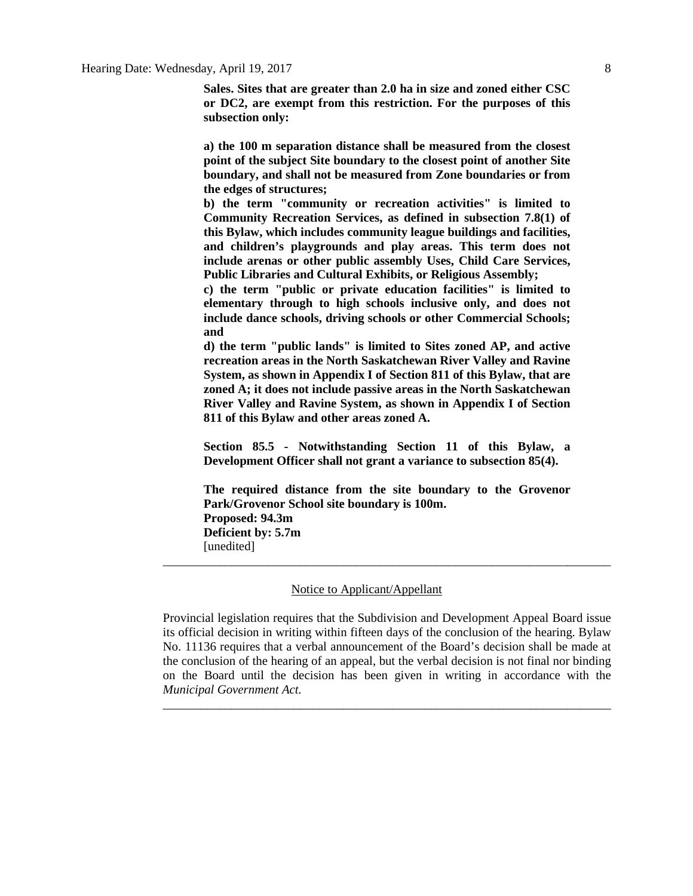**Sales. Sites that are greater than 2.0 ha in size and zoned either CSC or DC2, are exempt from this restriction. For the purposes of this subsection only:**

**a) the 100 m separation distance shall be measured from the closest point of the subject Site boundary to the closest point of another Site boundary, and shall not be measured from Zone boundaries or from the edges of structures;**
**b) the term "community or recreation activities" is limited to Community Recreation Services, as defined in subsection 7.8(1) of this Bylaw, which includes community league buildings and facilities, and children's playgrounds and play areas. This term does not include arenas or other public assembly Uses, Child Care Services, Public Libraries and Cultural Exhibits, or Religious Assembly;**
**c) the term "public or private education facilities" is limited to elementary through to high schools inclusive only, and does not include dance schools, driving schools or other Commercial Schools; and**
**d) the term "public lands" is limited to Sites zoned AP, and active recreation areas in the North Saskatchewan River Valley and Ravine System, as shown in Appendix I of Section 811 of this Bylaw, that are zoned A; it does not include passive areas in the North Saskatchewan River Valley and Ravine System, as shown in Appendix I of Section 811 of this Bylaw and other areas zoned A.**

**Section 85.5 - Notwithstanding Section 11 of this Bylaw, a Development Officer shall not grant a variance to subsection 85(4).**

**The required distance from the site boundary to the Grovenor Park/Grovenor School site boundary is 100m.**
**Proposed: 94.3m**
**Deficient by: 5.7m**
[unedited]

---

Notice to Applicant/Appellant

Provincial legislation requires that the Subdivision and Development Appeal Board issue its official decision in writing within fifteen days of the conclusion of the hearing. Bylaw No. 11136 requires that a verbal announcement of the Board's decision shall be made at the conclusion of the hearing of an appeal, but the verbal decision is not final nor binding on the Board until the decision has been given in writing in accordance with the *Municipal Government Act.*

---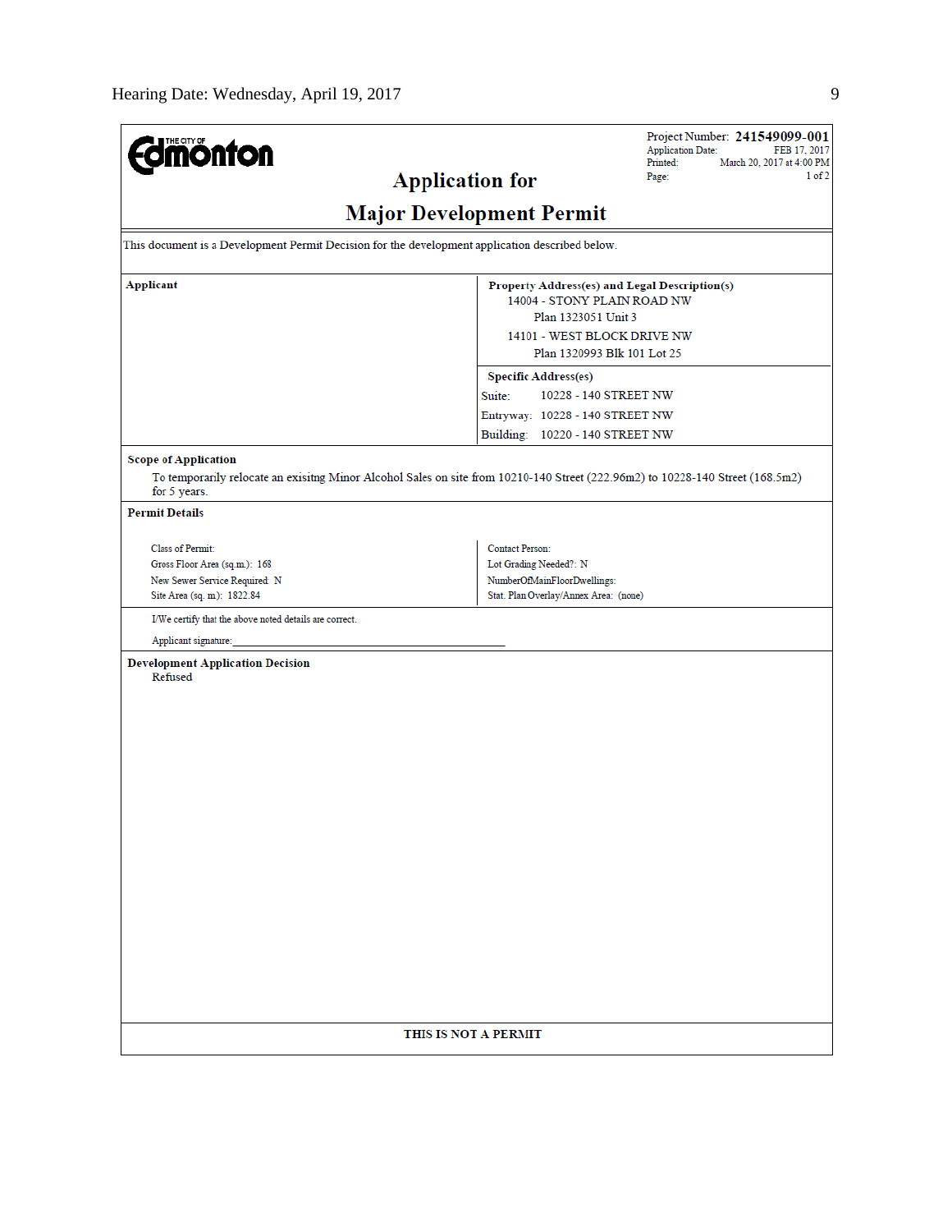**THE CITY OF Edmonton**

Project Number: **241549099-001**
Application Date: FEB 17, 2017
Printed: March 20, 2017 at 4:00 PM
Page: 1 of 2

# Application for

# Major Development Permit

This document is a Development Permit Decision for the development application described below.

| Applicant | Property Address(es) and Legal Description(s) |
|---|---|
| | 14004 - STONY PLAIN ROAD NW<br>Plan 1323051 Unit 3<br>14101 - WEST BLOCK DRIVE NW<br>Plan 1320993 Blk 101 Lot 25 |
| | **Specific Address(es)**<br>Suite: 10228 - 140 STREET NW<br>Entryway: 10228 - 140 STREET NW<br>Building: 10220 - 140 STREET NW |

**Scope of Application**

To temporarily relocate an exisitng Minor Alcohol Sales on site from 10210-140 Street (222.96m2) to 10228-140 Street (168.5m2) for 5 years.

**Permit Details**

| | |
|---|---|
| Class of Permit: | Contact Person: |
| Gross Floor Area (sq.m.): 168 | Lot Grading Needed?: N |
| New Sewer Service Required: N | NumberOfMainFloorDwellings: |
| Site Area (sq. m): 1822.84 | Stat. Plan Overlay/Annex Area: (none) |

I/We certify that the above noted details are correct.

Applicant signature:_______________________________

**Development Application Decision**

Refused

**THIS IS NOT A PERMIT**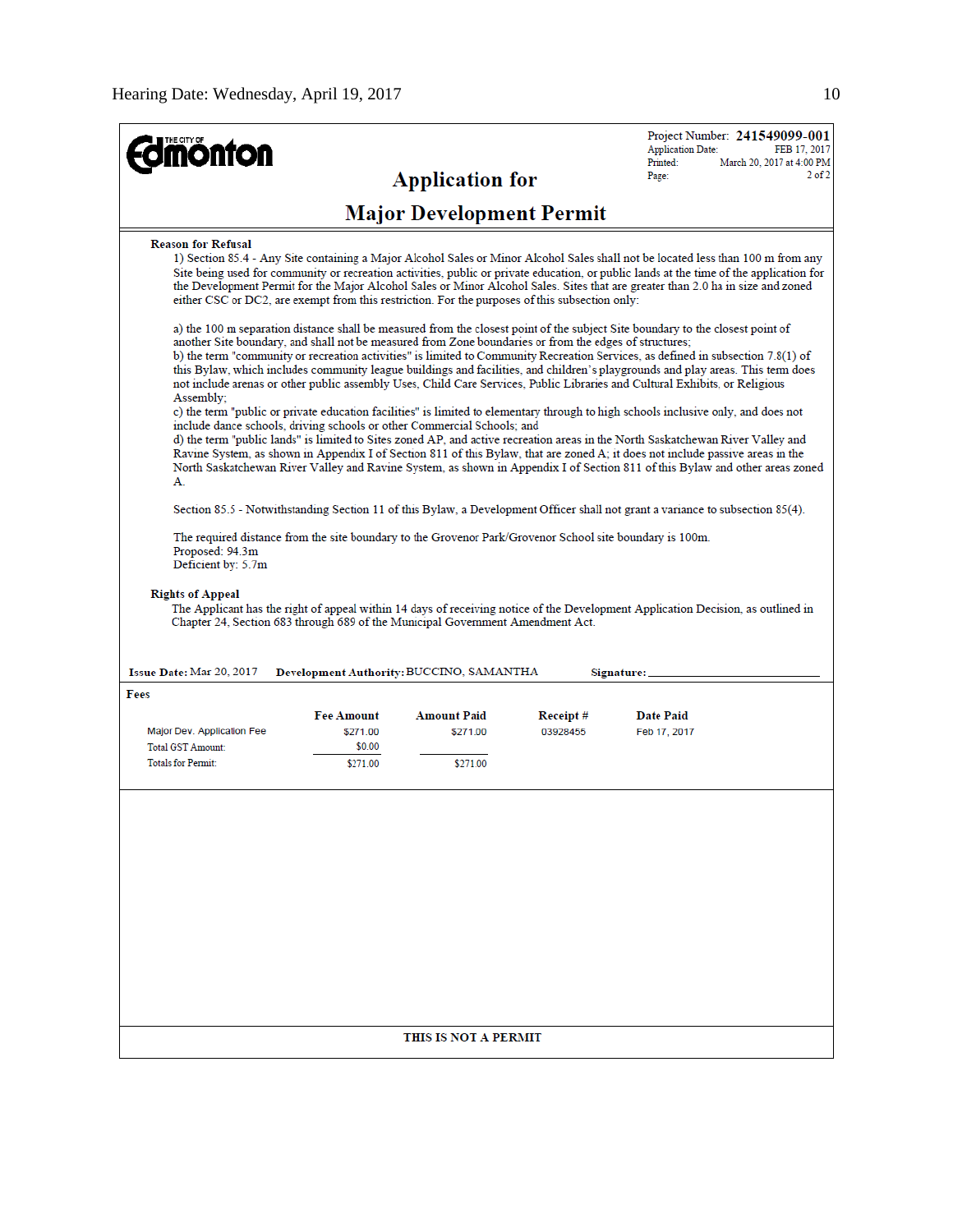**THE CITY OF Edmonton**

Project Number: **241549099-001**
Application Date: FEB 17, 2017
Printed: March 20, 2017 at 4:00 PM
Page: 2 of 2

# Application for

# Major Development Permit

**Reason for Refusal**

1) Section 85.4 - Any Site containing a Major Alcohol Sales or Minor Alcohol Sales shall not be located less than 100 m from any Site being used for community or recreation activities, public or private education, or public lands at the time of the application for the Development Permit for the Major Alcohol Sales or Minor Alcohol Sales. Sites that are greater than 2.0 ha in size and zoned either CSC or DC2, are exempt from this restriction. For the purposes of this subsection only:

a) the 100 m separation distance shall be measured from the closest point of the subject Site boundary to the closest point of another Site boundary, and shall not be measured from Zone boundaries or from the edges of structures;
b) the term "community or recreation activities" is limited to Community Recreation Services, as defined in subsection 7.8(1) of this Bylaw, which includes community league buildings and facilities, and children's playgrounds and play areas. This term does not include arenas or other public assembly Uses, Child Care Services, Public Libraries and Cultural Exhibits, or Religious Assembly;
c) the term "public or private education facilities" is limited to elementary through to high schools inclusive only, and does not include dance schools, driving schools or other Commercial Schools; and
d) the term "public lands" is limited to Sites zoned AP, and active recreation areas in the North Saskatchewan River Valley and Ravine System, as shown in Appendix I of Section 811 of this Bylaw, that are zoned A; it does not include passive areas in the North Saskatchewan River Valley and Ravine System, as shown in Appendix I of Section 811 of this Bylaw and other areas zoned A.

Section 85.5 - Notwithstanding Section 11 of this Bylaw, a Development Officer shall not grant a variance to subsection 85(4).

The required distance from the site boundary to the Grovenor Park/Grovenor School site boundary is 100m.
Proposed: 94.3m
Deficient by: 5.7m

**Rights of Appeal**

The Applicant has the right of appeal within 14 days of receiving notice of the Development Application Decision, as outlined in Chapter 24, Section 683 through 689 of the Municipal Government Amendment Act.

**Issue Date:** Mar 20, 2017 **Development Authority:** BUCCINO, SAMANTHA **Signature:** ______________________

**Fees**

| | Fee Amount | Amount Paid | Receipt # | Date Paid |
|---|---|---|---|---|
| Major Dev. Application Fee | $271.00 | $271.00 | 03928455 | Feb 17, 2017 |
| Total GST Amount: | $0.00 | | | |
| Totals for Permit: | $271.00 | $271.00 | | |

**THIS IS NOT A PERMIT**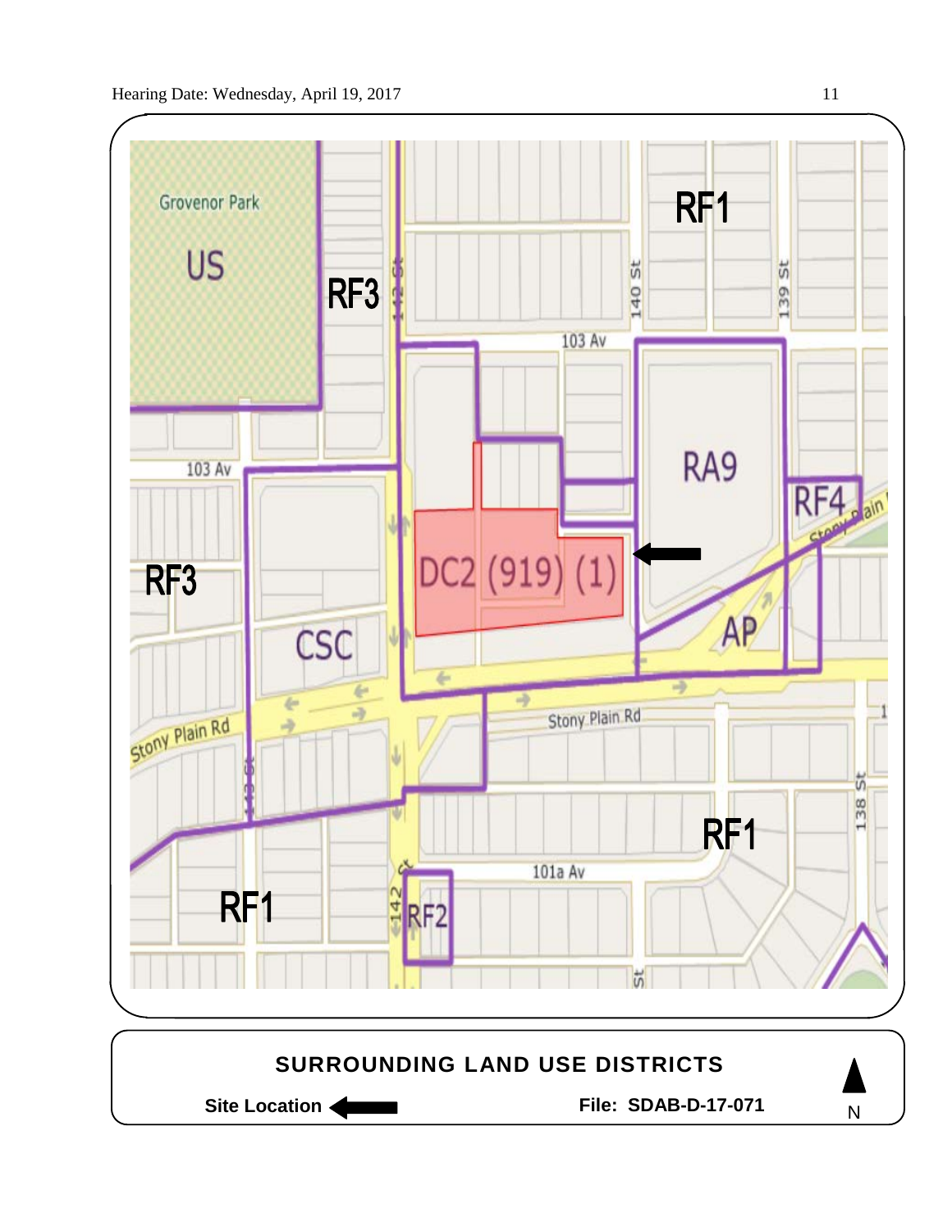Grovenor Park

US

RF3

RF1

103 Av

140 St

139 St

142 St

RA9

RF4

Stony Plain Rd

DC2 (919) (1)

RF3

CSC

AP

Stony Plain Rd

143 St

RF1

101a Av

RF1

142 St

RF2

138 St

**SURROUNDING LAND USE DISTRICTS**

**Site Location** ←

**File: SDAB-D-17-071**

N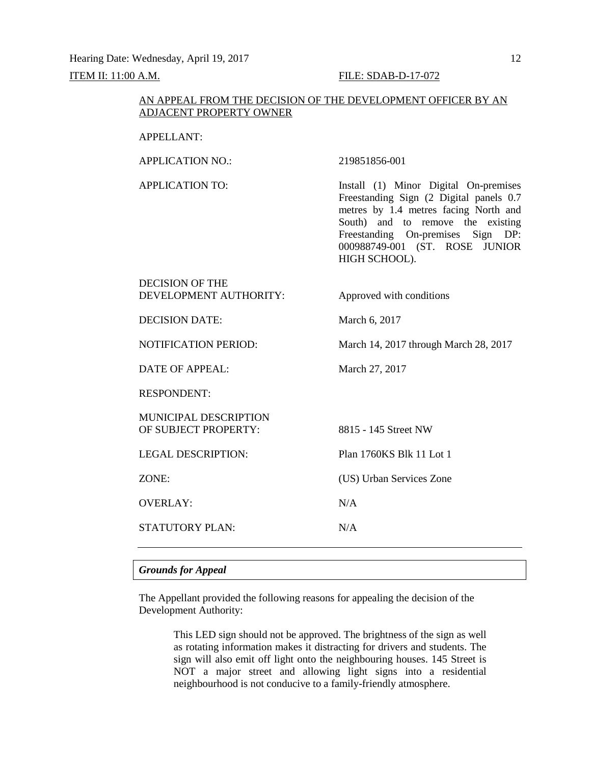Hearing Date: Wednesday, April 19, 2017

ITEM II: 11:00 A.M. FILE: SDAB-D-17-072

AN APPEAL FROM THE DECISION OF THE DEVELOPMENT OFFICER BY AN ADJACENT PROPERTY OWNER

| | |
|---|---|
| APPELLANT: | |
| APPLICATION NO.: | 219851856-001 |
| APPLICATION TO: | Install (1) Minor Digital On-premises Freestanding Sign (2 Digital panels 0.7 metres by 1.4 metres facing North and South) and to remove the existing Freestanding On-premises Sign DP: 000988749-001 (ST. ROSE JUNIOR HIGH SCHOOL). |
| DECISION OF THE DEVELOPMENT AUTHORITY: | Approved with conditions |
| DECISION DATE: | March 6, 2017 |
| NOTIFICATION PERIOD: | March 14, 2017 through March 28, 2017 |
| DATE OF APPEAL: | March 27, 2017 |
| RESPONDENT: | |
| MUNICIPAL DESCRIPTION OF SUBJECT PROPERTY: | 8815 - 145 Street NW |
| LEGAL DESCRIPTION: | Plan 1760KS Blk 11 Lot 1 |
| ZONE: | (US) Urban Services Zone |
| OVERLAY: | N/A |
| STATUTORY PLAN: | N/A |

---

*Grounds for Appeal*

The Appellant provided the following reasons for appealing the decision of the Development Authority:

> This LED sign should not be approved. The brightness of the sign as well as rotating information makes it distracting for drivers and students. The sign will also emit off light onto the neighbouring houses. 145 Street is NOT a major street and allowing light signs into a residential neighbourhood is not conducive to a family-friendly atmosphere.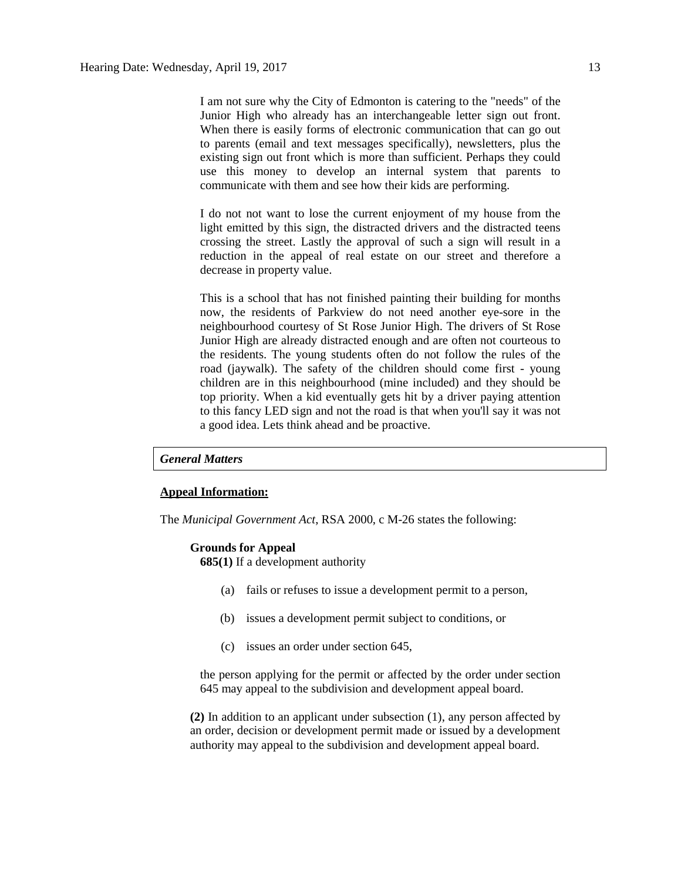> I am not sure why the City of Edmonton is catering to the "needs" of the Junior High who already has an interchangeable letter sign out front. When there is easily forms of electronic communication that can go out to parents (email and text messages specifically), newsletters, plus the existing sign out front which is more than sufficient. Perhaps they could use this money to develop an internal system that parents to communicate with them and see how their kids are performing.
>
> I do not not want to lose the current enjoyment of my house from the light emitted by this sign, the distracted drivers and the distracted teens crossing the street. Lastly the approval of such a sign will result in a reduction in the appeal of real estate on our street and therefore a decrease in property value.
>
> This is a school that has not finished painting their building for months now, the residents of Parkview do not need another eye-sore in the neighbourhood courtesy of St Rose Junior High. The drivers of St Rose Junior High are already distracted enough and are often not courteous to the residents. The young students often do not follow the rules of the road (jaywalk). The safety of the children should come first - young children are in this neighbourhood (mine included) and they should be top priority. When a kid eventually gets hit by a driver paying attention to this fancy LED sign and not the road is that when you'll say it was not a good idea. Lets think ahead and be proactive.

***General Matters***

**Appeal Information:**

The *Municipal Government Act*, RSA 2000, c M-26 states the following:

**Grounds for Appeal**

**685(1)** If a development authority

(a) fails or refuses to issue a development permit to a person,

(b) issues a development permit subject to conditions, or

(c) issues an order under section 645,

the person applying for the permit or affected by the order under section 645 may appeal to the subdivision and development appeal board.

**(2)** In addition to an applicant under subsection (1), any person affected by an order, decision or development permit made or issued by a development authority may appeal to the subdivision and development appeal board.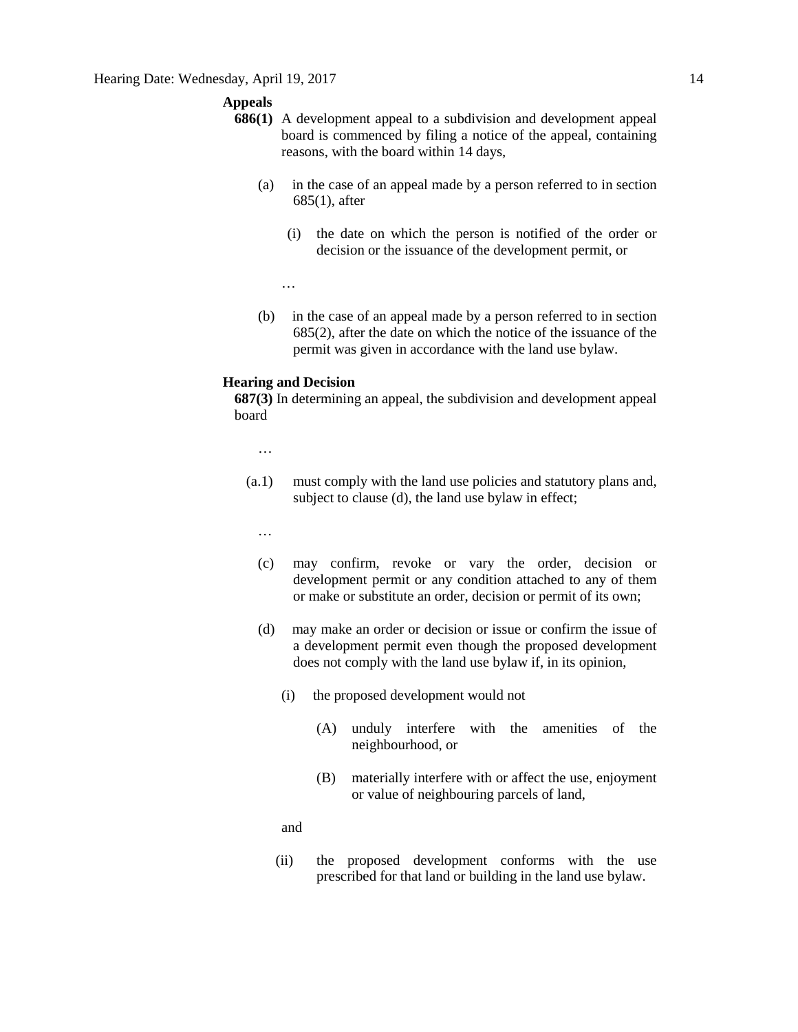**Appeals**

**686(1)** A development appeal to a subdivision and development appeal board is commenced by filing a notice of the appeal, containing reasons, with the board within 14 days,

(a) in the case of an appeal made by a person referred to in section 685(1), after

(i) the date on which the person is notified of the order or decision or the issuance of the development permit, or

…

(b) in the case of an appeal made by a person referred to in section 685(2), after the date on which the notice of the issuance of the permit was given in accordance with the land use bylaw.

**Hearing and Decision**

**687(3)** In determining an appeal, the subdivision and development appeal board

…

(a.1) must comply with the land use policies and statutory plans and, subject to clause (d), the land use bylaw in effect;

…

(c) may confirm, revoke or vary the order, decision or development permit or any condition attached to any of them or make or substitute an order, decision or permit of its own;

(d) may make an order or decision or issue or confirm the issue of a development permit even though the proposed development does not comply with the land use bylaw if, in its opinion,

(i) the proposed development would not

(A) unduly interfere with the amenities of the neighbourhood, or

(B) materially interfere with or affect the use, enjoyment or value of neighbouring parcels of land,

and

(ii) the proposed development conforms with the use prescribed for that land or building in the land use bylaw.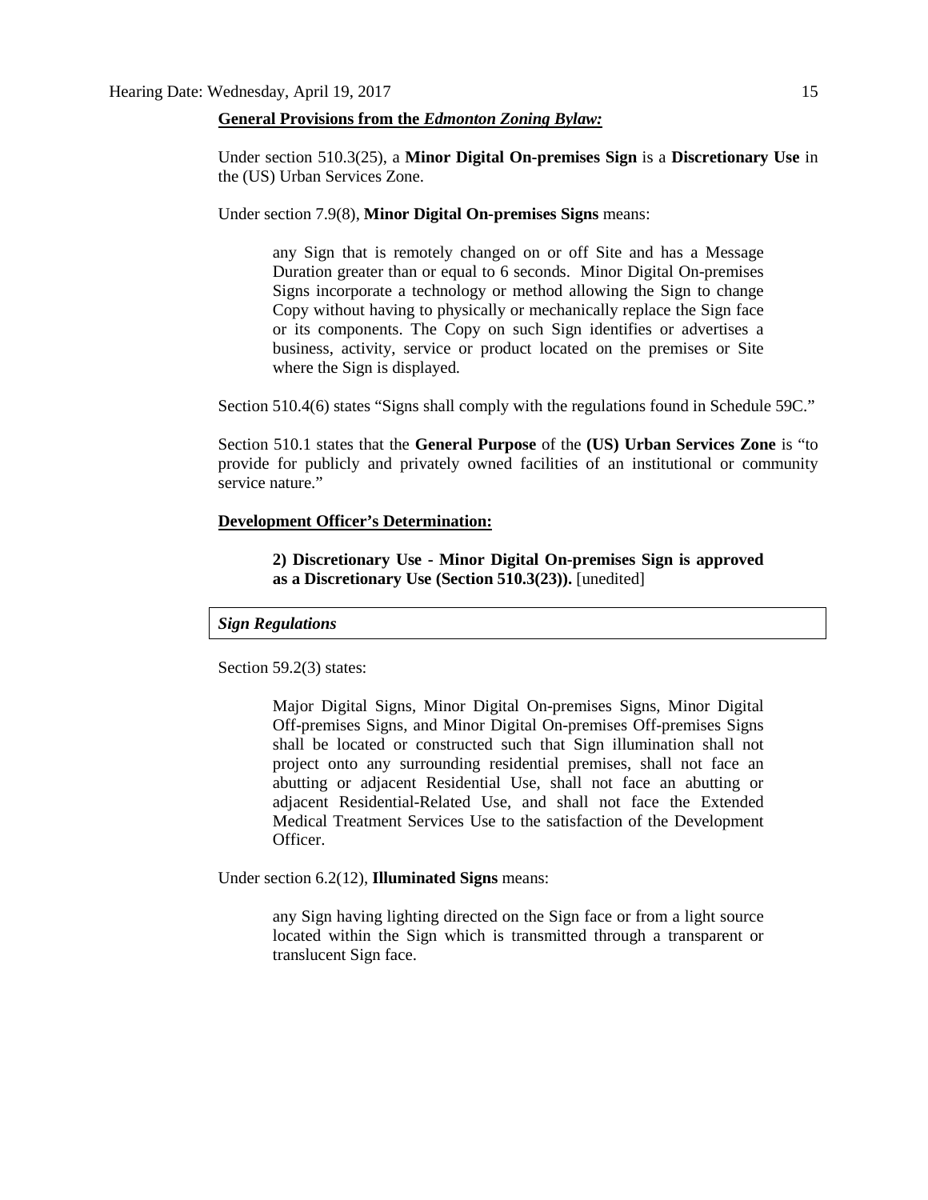**General Provisions from the *Edmonton Zoning Bylaw:***

Under section 510.3(25), a **Minor Digital On-premises Sign** is a **Discretionary Use** in the (US) Urban Services Zone.

Under section 7.9(8), **Minor Digital On-premises Signs** means:

> any Sign that is remotely changed on or off Site and has a Message Duration greater than or equal to 6 seconds. Minor Digital On-premises Signs incorporate a technology or method allowing the Sign to change Copy without having to physically or mechanically replace the Sign face or its components. The Copy on such Sign identifies or advertises a business, activity, service or product located on the premises or Site where the Sign is displayed.

Section 510.4(6) states "Signs shall comply with the regulations found in Schedule 59C."

Section 510.1 states that the **General Purpose** of the **(US) Urban Services Zone** is "to provide for publicly and privately owned facilities of an institutional or community service nature."

**Development Officer's Determination:**

> **2) Discretionary Use - Minor Digital On-premises Sign is approved as a Discretionary Use (Section 510.3(23)).** [unedited]

***Sign Regulations***

Section 59.2(3) states:

> Major Digital Signs, Minor Digital On-premises Signs, Minor Digital Off-premises Signs, and Minor Digital On-premises Off-premises Signs shall be located or constructed such that Sign illumination shall not project onto any surrounding residential premises, shall not face an abutting or adjacent Residential Use, shall not face an abutting or adjacent Residential-Related Use, and shall not face the Extended Medical Treatment Services Use to the satisfaction of the Development Officer.

Under section 6.2(12), **Illuminated Signs** means:

> any Sign having lighting directed on the Sign face or from a light source located within the Sign which is transmitted through a transparent or translucent Sign face.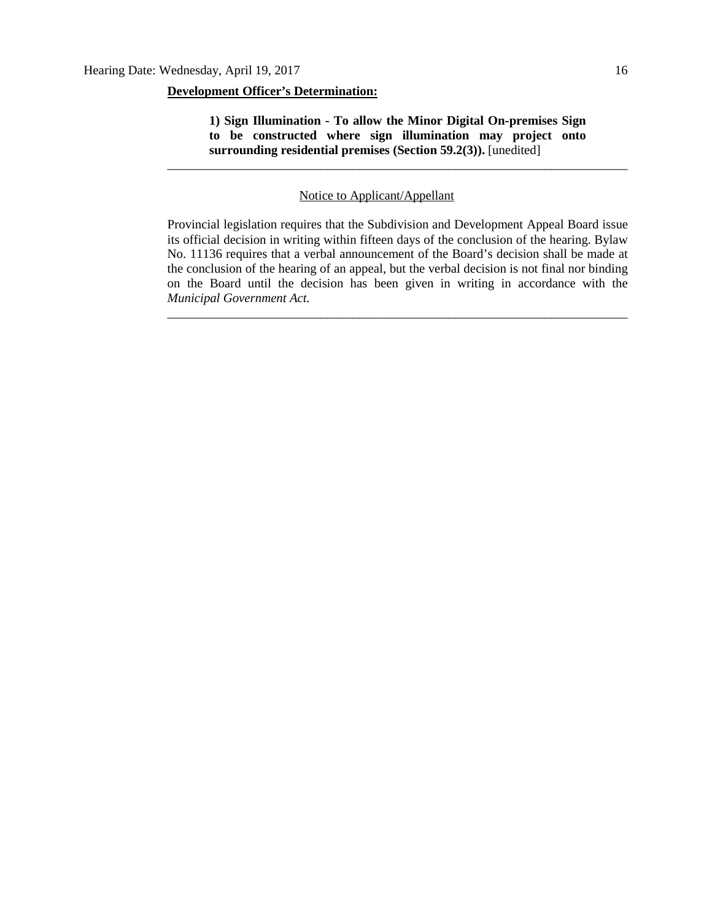**Development Officer's Determination:**

> **1) Sign Illumination - To allow the Minor Digital On-premises Sign to be constructed where sign illumination may project onto surrounding residential premises (Section 59.2(3)).** [unedited]

---

Notice to Applicant/Appellant

Provincial legislation requires that the Subdivision and Development Appeal Board issue its official decision in writing within fifteen days of the conclusion of the hearing. Bylaw No. 11136 requires that a verbal announcement of the Board's decision shall be made at the conclusion of the hearing of an appeal, but the verbal decision is not final nor binding on the Board until the decision has been given in writing in accordance with the *Municipal Government Act.*

---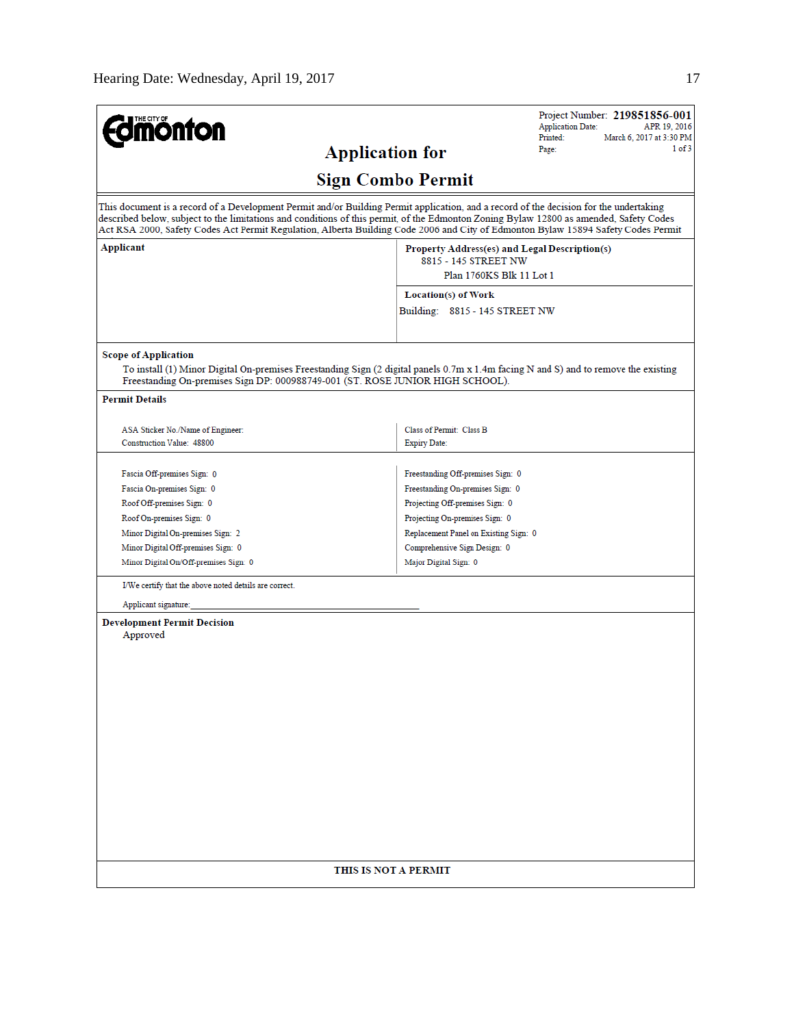**THE CITY OF Edmonton**

Project Number: **219851856-001**
Application Date: APR 19, 2016
Printed: March 6, 2017 at 3:30 PM
Page: 1 of 3

# Application for
# Sign Combo Permit

This document is a record of a Development Permit and/or Building Permit application, and a record of the decision for the undertaking described below, subject to the limitations and conditions of this permit, of the Edmonton Zoning Bylaw 12800 as amended, Safety Codes Act RSA 2000, Safety Codes Act Permit Regulation, Alberta Building Code 2006 and City of Edmonton Bylaw 15894 Safety Codes Permit

| **Applicant** | **Property Address(es) and Legal Description(s)**<br>8815 - 145 STREET NW<br>Plan 1760KS Blk 11 Lot 1<br><br>**Location(s) of Work**<br>Building: 8815 - 145 STREET NW |
|---|---|

**Scope of Application**

To install (1) Minor Digital On-premises Freestanding Sign (2 digital panels 0.7m x 1.4m facing N and S) and to remove the existing Freestanding On-premises Sign DP: 000988749-001 (ST. ROSE JUNIOR HIGH SCHOOL).

**Permit Details**

| | |
|---|---|
| ASA Sticker No./Name of Engineer: | Class of Permit: Class B |
| Construction Value: 48800 | Expiry Date: |

| | |
|---|---|
| Fascia Off-premises Sign: 0 | Freestanding Off-premises Sign: 0 |
| Fascia On-premises Sign: 0 | Freestanding On-premises Sign: 0 |
| Roof Off-premises Sign: 0 | Projecting Off-premises Sign: 0 |
| Roof On-premises Sign: 0 | Projecting On-premises Sign: 0 |
| Minor Digital On-premises Sign: 2 | Replacement Panel on Existing Sign: 0 |
| Minor Digital Off-premises Sign: 0 | Comprehensive Sign Design: 0 |
| Minor Digital On/Off-premises Sign: 0 | Major Digital Sign: 0 |

I/We certify that the above noted details are correct.

Applicant signature: ____________________

**Development Permit Decision**

Approved

**THIS IS NOT A PERMIT**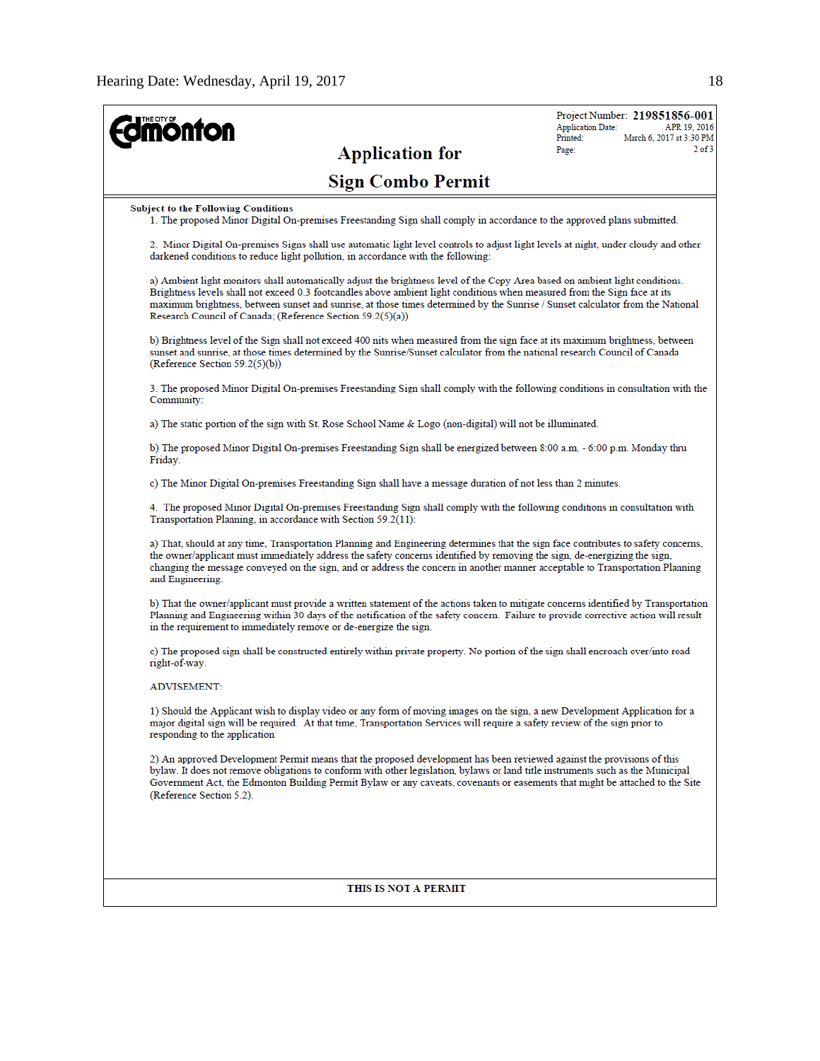THE CITY OF Edmonton

Project Number: **219851856-001**
Application Date: APR 19, 2016
Printed: March 6, 2017 at 3:30 PM
Page: 2 of 3

# Application for Sign Combo Permit

**Subject to the Following Conditions**

1. The proposed Minor Digital On-premises Freestanding Sign shall comply in accordance to the approved plans submitted.

2. Minor Digital On-premises Signs shall use automatic light level controls to adjust light levels at night, under cloudy and other darkened conditions to reduce light pollution, in accordance with the following:

a) Ambient light monitors shall automatically adjust the brightness level of the Copy Area based on ambient light conditions. Brightness levels shall not exceed 0.3 footcandles above ambient light conditions when measured from the Sign face at its maximum brightness, between sunset and sunrise, at those times determined by the Sunrise / Sunset calculator from the National Research Council of Canada; (Reference Section 59.2(5)(a))

b) Brightness level of the Sign shall not exceed 400 nits when measured from the sign face at its maximum brightness, between sunset and sunrise, at those times determined by the Sunrise/Sunset calculator from the national research Council of Canada (Reference Section 59.2(5)(b))

3. The proposed Minor Digital On-premises Freestanding Sign shall comply with the following conditions in consultation with the Community:

a) The static portion of the sign with St. Rose School Name & Logo (non-digital) will not be illuminated.

b) The proposed Minor Digital On-premises Freestanding Sign shall be energized between 8:00 a.m. - 6:00 p.m. Monday thru Friday.

c) The Minor Digital On-premises Freestanding Sign shall have a message duration of not less than 2 minutes.

4. The proposed Minor Digital On-premises Freestanding Sign shall comply with the following conditions in consultation with Transportation Planning, in accordance with Section 59.2(11):

a) That, should at any time, Transportation Planning and Engineering determines that the sign face contributes to safety concerns, the owner/applicant must immediately address the safety concerns identified by removing the sign, de-energizing the sign, changing the message conveyed on the sign, and or address the concern in another manner acceptable to Transportation Planning and Engineering.

b) That the owner/applicant must provide a written statement of the actions taken to mitigate concerns identified by Transportation Planning and Engineering within 30 days of the notification of the safety concern. Failure to provide corrective action will result in the requirement to immediately remove or de-energize the sign.

c) The proposed sign shall be constructed entirely within private property. No portion of the sign shall encroach over/into road right-of-way.

ADVISEMENT:

1) Should the Applicant wish to display video or any form of moving images on the sign, a new Development Application for a major digital sign will be required. At that time, Transportation Services will require a safety review of the sign prior to responding to the application.

2) An approved Development Permit means that the proposed development has been reviewed against the provisions of this bylaw. It does not remove obligations to conform with other legislation, bylaws or land title instruments such as the Municipal Government Act, the Edmonton Building Permit Bylaw or any caveats, covenants or easements that might be attached to the Site (Reference Section 5.2).

**THIS IS NOT A PERMIT**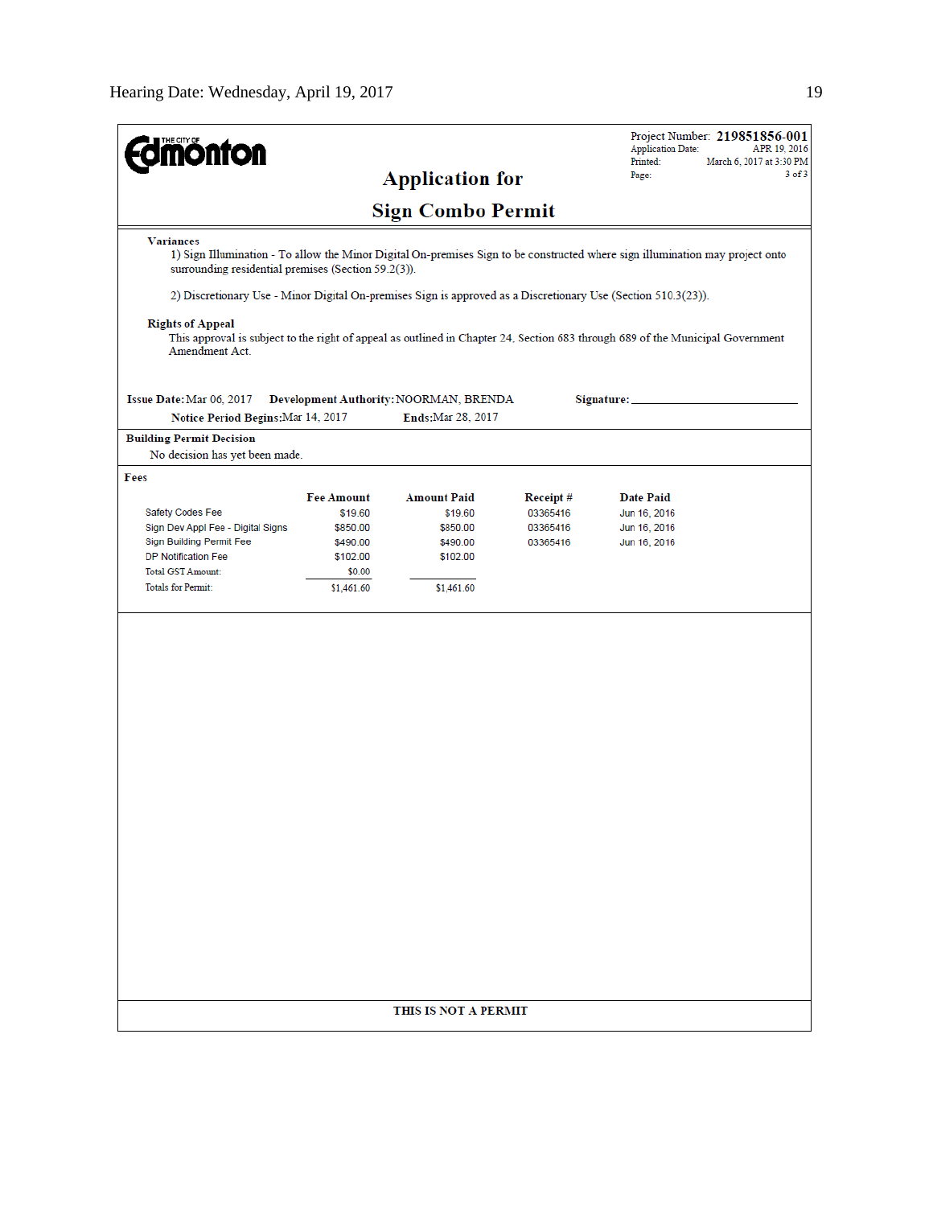THE CITY OF **Edmonton**

Project Number: **219851856-001**
Application Date: APR 19, 2016
Printed: March 6, 2017 at 3:30 PM

## Application for

## Sign Combo Permit

**Variances**

1) Sign Illumination - To allow the Minor Digital On-premises Sign to be constructed where sign illumination may project onto surrounding residential premises (Section 59.2(3)).

2) Discretionary Use - Minor Digital On-premises Sign is approved as a Discretionary Use (Section 510.3(23)).

**Rights of Appeal**

This approval is subject to the right of appeal as outlined in Chapter 24, Section 683 through 689 of the Municipal Government Amendment Act.

**Issue Date:** Mar 06, 2017 **Development Authority:** NOORMAN, BRENDA **Signature:** ___________________________

**Notice Period Begins:** Mar 14, 2017 **Ends:** Mar 28, 2017

**Building Permit Decision**

No decision has yet been made.

**Fees**

| | Fee Amount | Amount Paid | Receipt # | Date Paid |
|---|---|---|---|---|
| Safety Codes Fee | $19.60 | $19.60 | 03365416 | Jun 16, 2016 |
| Sign Dev Appl Fee - Digital Signs | $850.00 | $850.00 | 03365416 | Jun 16, 2016 |
| Sign Building Permit Fee | $490.00 | $490.00 | 03365416 | Jun 16, 2016 |
| DP Notification Fee | $102.00 | $102.00 | | |
| Total GST Amount: | $0.00 | | | |
| Totals for Permit: | $1,461.60 | $1,461.60 | | |

**THIS IS NOT A PERMIT**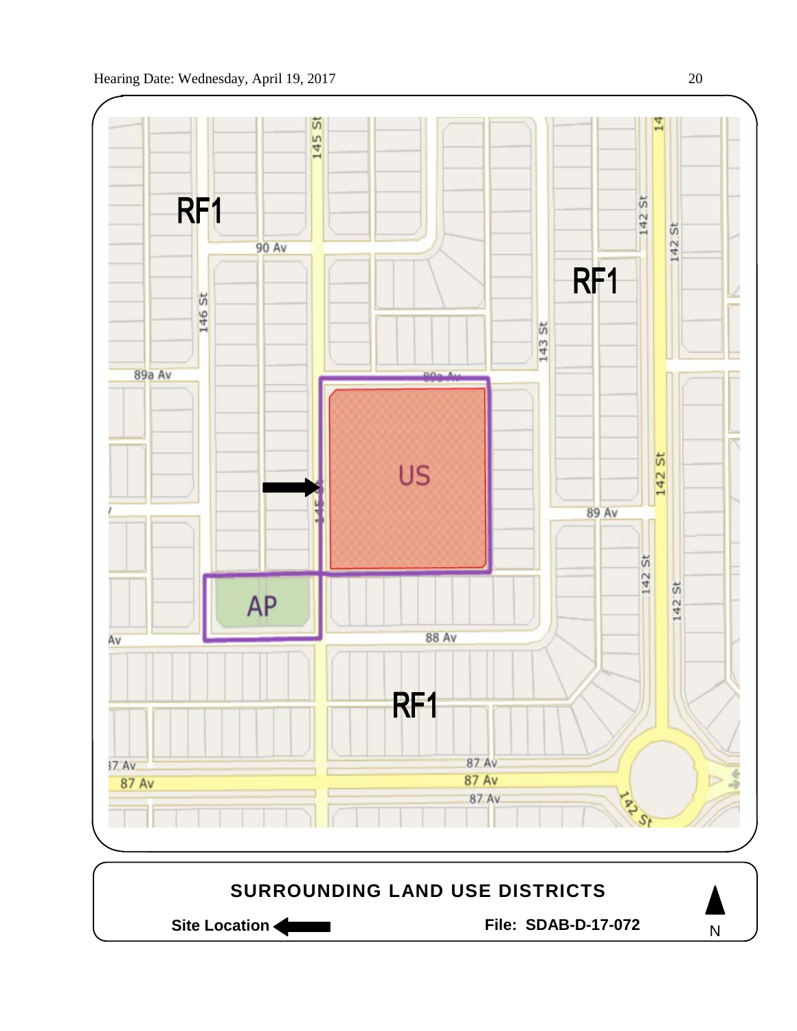RF1

90 Av

145 St

146 St

89a Av

89a Av

143 St

142 St

142 St

RF1

US

142 St

89 Av

145 St

142 St

142 St

AP

Av

88 Av

RF1

87 Av

87 Av

87 Av

87 Av

87 Av

142 St

**SURROUNDING LAND USE DISTRICTS**

**Site Location** ←

**File: SDAB-D-17-072**

N